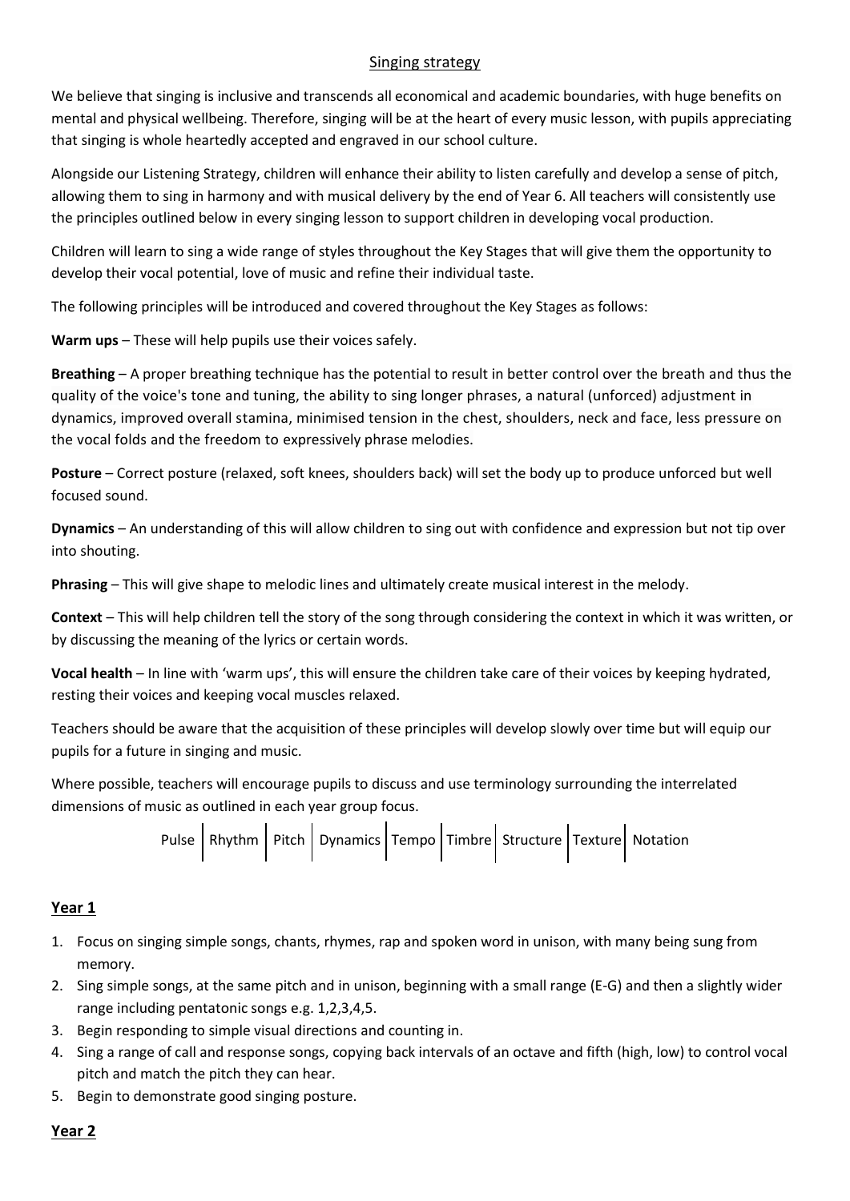# Singing strategy

We believe that singing is inclusive and transcends all economical and academic boundaries, with huge benefits on mental and physical wellbeing. Therefore, singing will be at the heart of every music lesson, with pupils appreciating that singing is whole heartedly accepted and engraved in our school culture.

Alongside our Listening Strategy, children will enhance their ability to listen carefully and develop a sense of pitch, allowing them to sing in harmony and with musical delivery by the end of Year 6. All teachers will consistently use the principles outlined below in every singing lesson to support children in developing vocal production.

Children will learn to sing a wide range of styles throughout the Key Stages that will give them the opportunity to develop their vocal potential, love of music and refine their individual taste.

The following principles will be introduced and covered throughout the Key Stages as follows:

**Warm ups** – These will help pupils use their voices safely.

**Breathing** – A proper breathing technique has the potential to result in better control over the breath and thus the quality of the voice's tone and tuning, the ability to sing longer phrases, a natural (unforced) adjustment in dynamics, improved overall stamina, minimised tension in the chest, shoulders, neck and face, less pressure on the vocal folds and the freedom to expressively phrase melodies.

**Posture** – Correct posture (relaxed, soft knees, shoulders back) will set the body up to produce unforced but well focused sound.

**Dynamics** – An understanding of this will allow children to sing out with confidence and expression but not tip over into shouting.

**Phrasing** – This will give shape to melodic lines and ultimately create musical interest in the melody.

**Context** – This will help children tell the story of the song through considering the context in which it was written, or by discussing the meaning of the lyrics or certain words.

**Vocal health** – In line with 'warm ups', this will ensure the children take care of their voices by keeping hydrated, resting their voices and keeping vocal muscles relaxed.

Teachers should be aware that the acquisition of these principles will develop slowly over time but will equip our pupils for a future in singing and music.

Where possible, teachers will encourage pupils to discuss and use terminology surrounding the interrelated dimensions of music as outlined in each year group focus.

| Pulse | Rhythm | Pitch | Dynamics | Tempo | Timbre | Structure | Texture | Notation |
|---|---|---|---|---|---|---|---|---|

## Year 1

1. Focus on singing simple songs, chants, rhymes, rap and spoken word in unison, with many being sung from memory.
2. Sing simple songs, at the same pitch and in unison, beginning with a small range (E-G) and then a slightly wider range including pentatonic songs e.g. 1,2,3,4,5.
3. Begin responding to simple visual directions and counting in.
4. Sing a range of call and response songs, copying back intervals of an octave and fifth (high, low) to control vocal pitch and match the pitch they can hear.
5. Begin to demonstrate good singing posture.

## Year 2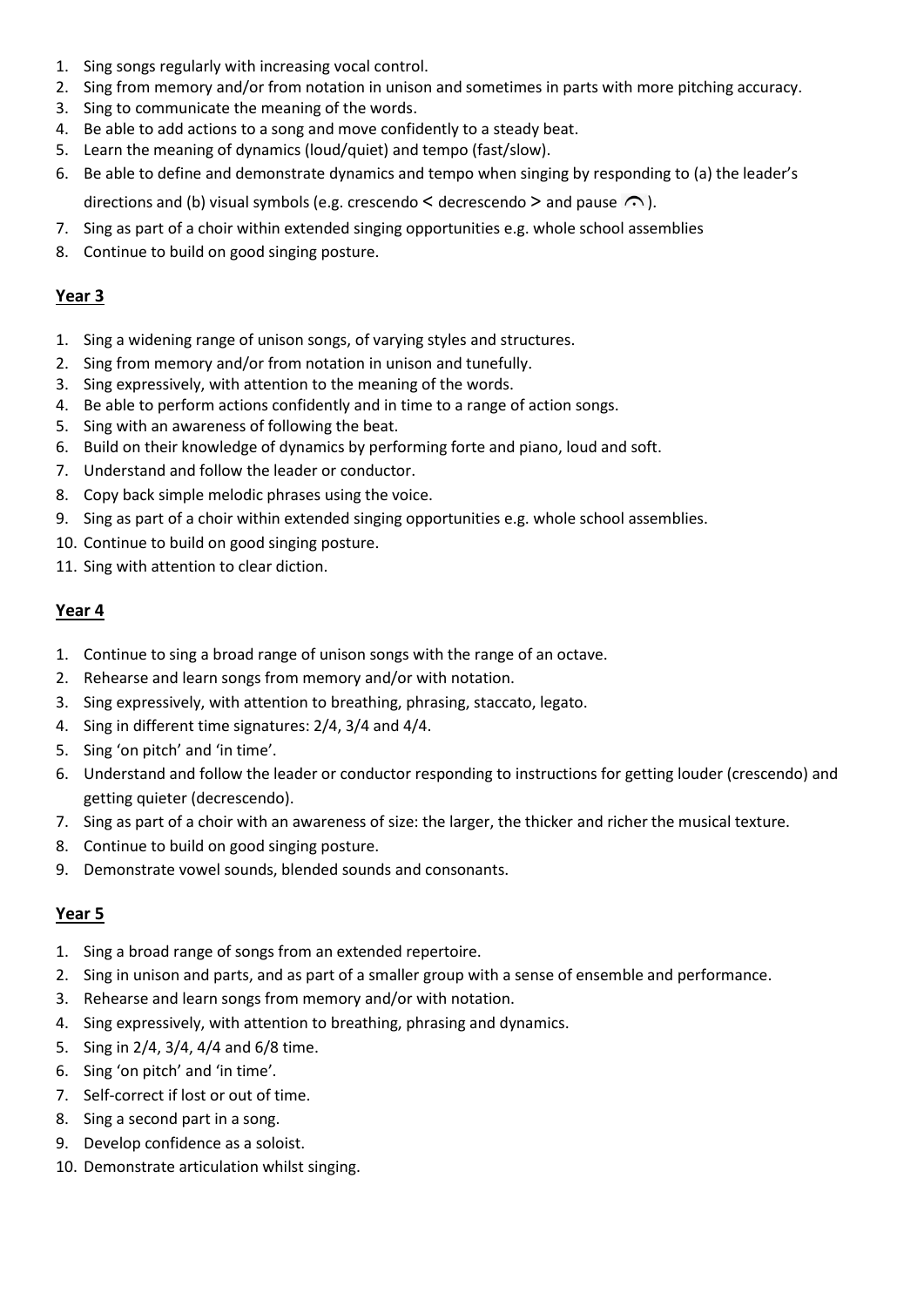1. Sing songs regularly with increasing vocal control.
2. Sing from memory and/or from notation in unison and sometimes in parts with more pitching accuracy.
3. Sing to communicate the meaning of the words.
4. Be able to add actions to a song and move confidently to a steady beat.
5. Learn the meaning of dynamics (loud/quiet) and tempo (fast/slow).
6. Be able to define and demonstrate dynamics and tempo when singing by responding to (a) the leader's directions and (b) visual symbols (e.g. crescendo < decrescendo > and pause 𝄐).
7. Sing as part of a choir within extended singing opportunities e.g. whole school assemblies
8. Continue to build on good singing posture.

## Year 3

1. Sing a widening range of unison songs, of varying styles and structures.
2. Sing from memory and/or from notation in unison and tunefully.
3. Sing expressively, with attention to the meaning of the words.
4. Be able to perform actions confidently and in time to a range of action songs.
5. Sing with an awareness of following the beat.
6. Build on their knowledge of dynamics by performing forte and piano, loud and soft.
7. Understand and follow the leader or conductor.
8. Copy back simple melodic phrases using the voice.
9. Sing as part of a choir within extended singing opportunities e.g. whole school assemblies.
10. Continue to build on good singing posture.
11. Sing with attention to clear diction.

## Year 4

1. Continue to sing a broad range of unison songs with the range of an octave.
2. Rehearse and learn songs from memory and/or with notation.
3. Sing expressively, with attention to breathing, phrasing, staccato, legato.
4. Sing in different time signatures: 2/4, 3/4 and 4/4.
5. Sing 'on pitch' and 'in time'.
6. Understand and follow the leader or conductor responding to instructions for getting louder (crescendo) and getting quieter (decrescendo).
7. Sing as part of a choir with an awareness of size: the larger, the thicker and richer the musical texture.
8. Continue to build on good singing posture.
9. Demonstrate vowel sounds, blended sounds and consonants.

## Year 5

1. Sing a broad range of songs from an extended repertoire.
2. Sing in unison and parts, and as part of a smaller group with a sense of ensemble and performance.
3. Rehearse and learn songs from memory and/or with notation.
4. Sing expressively, with attention to breathing, phrasing and dynamics.
5. Sing in 2/4, 3/4, 4/4 and 6/8 time.
6. Sing 'on pitch' and 'in time'.
7. Self-correct if lost or out of time.
8. Sing a second part in a song.
9. Develop confidence as a soloist.
10. Demonstrate articulation whilst singing.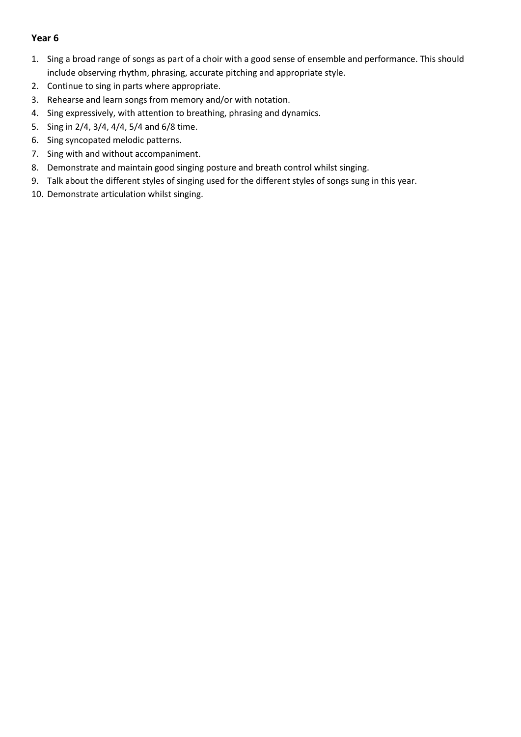**Year 6**

1. Sing a broad range of songs as part of a choir with a good sense of ensemble and performance. This should include observing rhythm, phrasing, accurate pitching and appropriate style.
2. Continue to sing in parts where appropriate.
3. Rehearse and learn songs from memory and/or with notation.
4. Sing expressively, with attention to breathing, phrasing and dynamics.
5. Sing in 2/4, 3/4, 4/4, 5/4 and 6/8 time.
6. Sing syncopated melodic patterns.
7. Sing with and without accompaniment.
8. Demonstrate and maintain good singing posture and breath control whilst singing.
9. Talk about the different styles of singing used for the different styles of songs sung in this year.
10. Demonstrate articulation whilst singing.